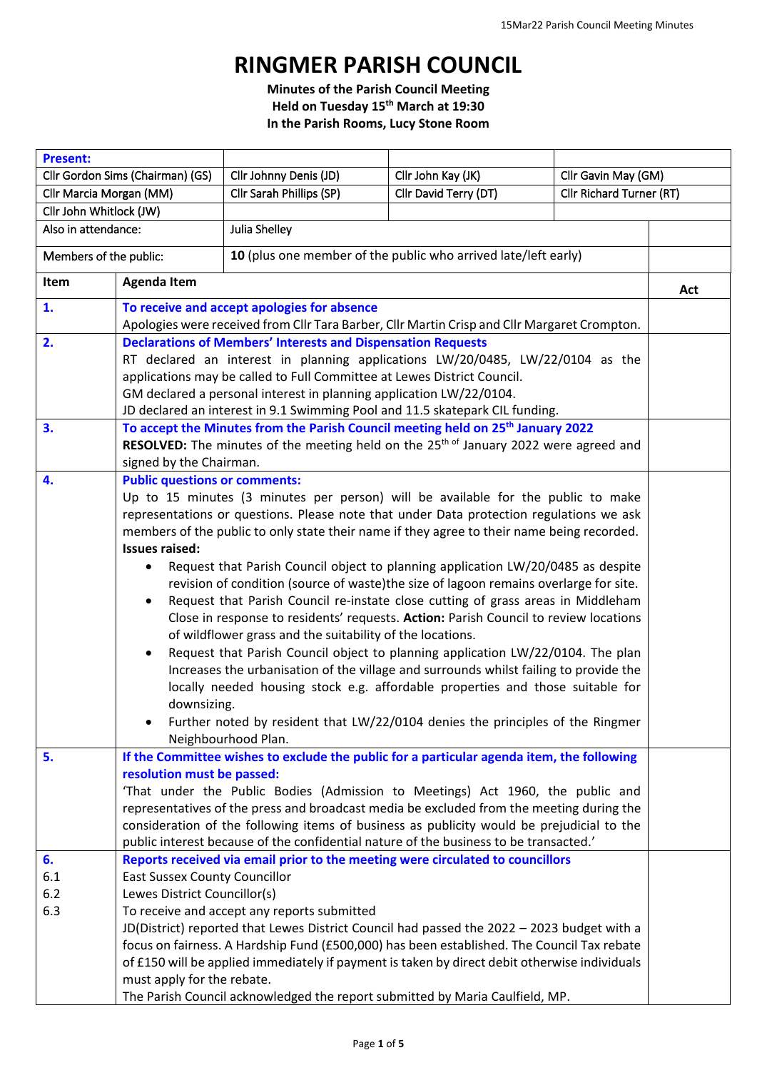# RINGMER PARISH COUNCIL

**Minutes of the Parish Council Meeting**
**Held on Tuesday 15th March at 19:30**
**In the Parish Rooms, Lucy Stone Room**

| **Present:** | | | |
|---|---|---|---|
| Cllr Gordon Sims (Chairman) (GS) | Cllr Johnny Denis (JD) | Cllr John Kay (JK) | Cllr Gavin May (GM) |
| Cllr Marcia Morgan (MM) | Cllr Sarah Phillips (SP) | Cllr David Terry (DT) | Cllr Richard Turner (RT) |
| Cllr John Whitlock (JW) | | | |
| Also in attendance: | Julia Shelley | | |
| Members of the public: | **10** (plus one member of the public who arrived late/left early) | | |

| Item | Agenda Item | Act |
|---|---|---|
| **1.** | **To receive and accept apologies for absence**<br>Apologies were received from Cllr Tara Barber, Cllr Martin Crisp and Cllr Margaret Crompton. | |
| **2.** | **Declarations of Members' Interests and Dispensation Requests**<br>RT declared an interest in planning applications LW/20/0485, LW/22/0104 as the applications may be called to Full Committee at Lewes District Council.<br>GM declared a personal interest in planning application LW/22/0104.<br>JD declared an interest in 9.1 Swimming Pool and 11.5 skatepark CIL funding. | |
| **3.** | **To accept the Minutes from the Parish Council meeting held on 25th January 2022**<br>**RESOLVED:** The minutes of the meeting held on the 25th of January 2022 were agreed and signed by the Chairman. | |
| **4.** | **Public questions or comments:**<br>Up to 15 minutes (3 minutes per person) will be available for the public to make representations or questions. Please note that under Data protection regulations we ask members of the public to only state their name if they agree to their name being recorded.<br>**Issues raised:**<br>• Request that Parish Council object to planning application LW/20/0485 as despite revision of condition (source of waste)the size of lagoon remains overlarge for site.<br>• Request that Parish Council re-instate close cutting of grass areas in Middleham Close in response to residents' requests. **Action:** Parish Council to review locations of wildflower grass and the suitability of the locations.<br>• Request that Parish Council object to planning application LW/22/0104. The plan Increases the urbanisation of the village and surrounds whilst failing to provide the locally needed housing stock e.g. affordable properties and those suitable for downsizing.<br>• Further noted by resident that LW/22/0104 denies the principles of the Ringmer Neighbourhood Plan. | |
| **5.** | **If the Committee wishes to exclude the public for a particular agenda item, the following resolution must be passed:**<br>'That under the Public Bodies (Admission to Meetings) Act 1960, the public and representatives of the press and broadcast media be excluded from the meeting during the consideration of the following items of business as publicity would be prejudicial to the public interest because of the confidential nature of the business to be transacted.' | |
| **6.**<br>6.1<br>6.2<br>6.3 | **Reports received via email prior to the meeting were circulated to councillors**<br>East Sussex County Councillor<br>Lewes District Councillor(s)<br>To receive and accept any reports submitted<br>JD(District) reported that Lewes District Council had passed the 2022 – 2023 budget with a focus on fairness. A Hardship Fund (£500,000) has been established. The Council Tax rebate of £150 will be applied immediately if payment is taken by direct debit otherwise individuals must apply for the rebate.<br>The Parish Council acknowledged the report submitted by Maria Caulfield, MP. | |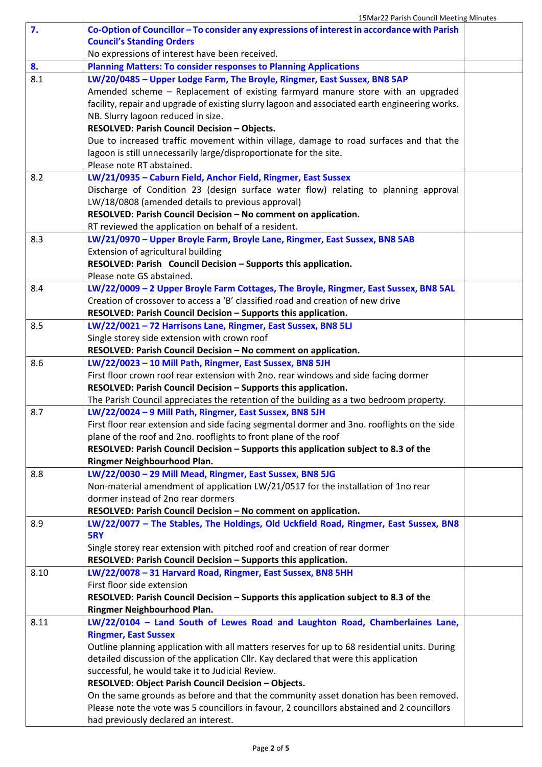| | | |
|---|---|---|
| **7.** | **Co-Option of Councillor – To consider any expressions of interest in accordance with Parish Council's Standing Orders**<br>No expressions of interest have been received. | |
| **8.** | **Planning Matters: To consider responses to Planning Applications** | |
| 8.1 | **LW/20/0485 – Upper Lodge Farm, The Broyle, Ringmer, East Sussex, BN8 5AP**<br>Amended scheme – Replacement of existing farmyard manure store with an upgraded facility, repair and upgrade of existing slurry lagoon and associated earth engineering works. NB. Slurry lagoon reduced in size.<br>**RESOLVED: Parish Council Decision – Objects.**<br>Due to increased traffic movement within village, damage to road surfaces and that the lagoon is still unnecessarily large/disproportionate for the site.<br>Please note RT abstained. | |
| 8.2 | **LW/21/0935 – Caburn Field, Anchor Field, Ringmer, East Sussex**<br>Discharge of Condition 23 (design surface water flow) relating to planning approval LW/18/0808 (amended details to previous approval)<br>**RESOLVED: Parish Council Decision – No comment on application.**<br>RT reviewed the application on behalf of a resident. | |
| 8.3 | **LW/21/0970 – Upper Broyle Farm, Broyle Lane, Ringmer, East Sussex, BN8 5AB**<br>Extension of agricultural building<br>**RESOLVED: Parish Council Decision – Supports this application.**<br>Please note GS abstained. | |
| 8.4 | **LW/22/0009 – 2 Upper Broyle Farm Cottages, The Broyle, Ringmer, East Sussex, BN8 5AL**<br>Creation of crossover to access a 'B' classified road and creation of new drive<br>**RESOLVED: Parish Council Decision – Supports this application.** | |
| 8.5 | **LW/22/0021 – 72 Harrisons Lane, Ringmer, East Sussex, BN8 5LJ**<br>Single storey side extension with crown roof<br>**RESOLVED: Parish Council Decision – No comment on application.** | |
| 8.6 | **LW/22/0023 – 10 Mill Path, Ringmer, East Sussex, BN8 5JH**<br>First floor crown roof rear extension with 2no. rear windows and side facing dormer<br>**RESOLVED: Parish Council Decision – Supports this application.**<br>The Parish Council appreciates the retention of the building as a two bedroom property. | |
| 8.7 | **LW/22/0024 – 9 Mill Path, Ringmer, East Sussex, BN8 5JH**<br>First floor rear extension and side facing segmental dormer and 3no. rooflights on the side plane of the roof and 2no. rooflights to front plane of the roof<br>**RESOLVED: Parish Council Decision – Supports this application subject to 8.3 of the Ringmer Neighbourhood Plan.** | |
| 8.8 | **LW/22/0030 – 29 Mill Mead, Ringmer, East Sussex, BN8 5JG**<br>Non-material amendment of application LW/21/0517 for the installation of 1no rear dormer instead of 2no rear dormers<br>**RESOLVED: Parish Council Decision – No comment on application.** | |
| 8.9 | **LW/22/0077 – The Stables, The Holdings, Old Uckfield Road, Ringmer, East Sussex, BN8 5RY**<br>Single storey rear extension with pitched roof and creation of rear dormer<br>**RESOLVED: Parish Council Decision – Supports this application.** | |
| 8.10 | **LW/22/0078 – 31 Harvard Road, Ringmer, East Sussex, BN8 5HH**<br>First floor side extension<br>**RESOLVED: Parish Council Decision – Supports this application subject to 8.3 of the Ringmer Neighbourhood Plan.** | |
| 8.11 | **LW/22/0104 – Land South of Lewes Road and Laughton Road, Chamberlaines Lane, Ringmer, East Sussex**<br>Outline planning application with all matters reserves for up to 68 residential units. During detailed discussion of the application Cllr. Kay declared that were this application successful, he would take it to Judicial Review.<br>**RESOLVED: Object Parish Council Decision – Objects.**<br>On the same grounds as before and that the community asset donation has been removed. Please note the vote was 5 councillors in favour, 2 councillors abstained and 2 councillors had previously declared an interest. | |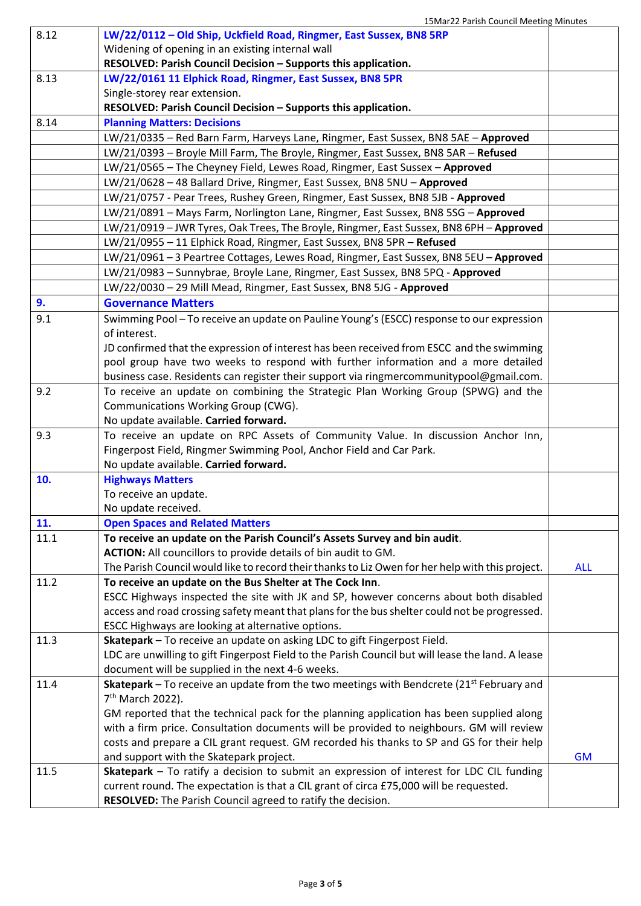| | | |
|---|---|---|
| 8.12 | **LW/22/0112 – Old Ship, Uckfield Road, Ringmer, East Sussex, BN8 5RP**<br>Widening of opening in an existing internal wall<br>**RESOLVED: Parish Council Decision – Supports this application.** | |
| 8.13 | **LW/22/0161 11 Elphick Road, Ringmer, East Sussex, BN8 5PR**<br>Single-storey rear extension.<br>**RESOLVED: Parish Council Decision – Supports this application.** | |
| 8.14 | **Planning Matters: Decisions** | |
| | LW/21/0335 – Red Barn Farm, Harveys Lane, Ringmer, East Sussex, BN8 5AE – **Approved** | |
| | LW/21/0393 – Broyle Mill Farm, The Broyle, Ringmer, East Sussex, BN8 5AR – **Refused** | |
| | LW/21/0565 – The Cheyney Field, Lewes Road, Ringmer, East Sussex – **Approved** | |
| | LW/21/0628 – 48 Ballard Drive, Ringmer, East Sussex, BN8 5NU – **Approved** | |
| | LW/21/0757 - Pear Trees, Rushey Green, Ringmer, East Sussex, BN8 5JB - **Approved** | |
| | LW/21/0891 – Mays Farm, Norlington Lane, Ringmer, East Sussex, BN8 5SG – **Approved** | |
| | LW/21/0919 – JWR Tyres, Oak Trees, The Broyle, Ringmer, East Sussex, BN8 6PH – **Approved** | |
| | LW/21/0955 – 11 Elphick Road, Ringmer, East Sussex, BN8 5PR – **Refused** | |
| | LW/21/0961 – 3 Peartree Cottages, Lewes Road, Ringmer, East Sussex, BN8 5EU – **Approved** | |
| | LW/21/0983 – Sunnybrae, Broyle Lane, Ringmer, East Sussex, BN8 5PQ - **Approved** | |
| | LW/22/0030 – 29 Mill Mead, Ringmer, East Sussex, BN8 5JG - **Approved** | |
| **9.** | **Governance Matters** | |
| 9.1 | Swimming Pool – To receive an update on Pauline Young's (ESCC) response to our expression of interest.<br>JD confirmed that the expression of interest has been received from ESCC and the swimming pool group have two weeks to respond with further information and a more detailed business case. Residents can register their support via ringmercommunitypool@gmail.com. | |
| 9.2 | To receive an update on combining the Strategic Plan Working Group (SPWG) and the Communications Working Group (CWG).<br>No update available. **Carried forward.** | |
| 9.3 | To receive an update on RPC Assets of Community Value. In discussion Anchor Inn, Fingerpost Field, Ringmer Swimming Pool, Anchor Field and Car Park.<br>No update available. **Carried forward.** | |
| **10.** | **Highways Matters**<br>To receive an update.<br>No update received. | |
| **11.** | **Open Spaces and Related Matters** | |
| 11.1 | **To receive an update on the Parish Council's Assets Survey and bin audit.**<br>**ACTION:** All councillors to provide details of bin audit to GM.<br>The Parish Council would like to record their thanks to Liz Owen for her help with this project. | ALL |
| 11.2 | **To receive an update on the Bus Shelter at The Cock Inn.**<br>ESCC Highways inspected the site with JK and SP, however concerns about both disabled access and road crossing safety meant that plans for the bus shelter could not be progressed. ESCC Highways are looking at alternative options. | |
| 11.3 | **Skatepark** – To receive an update on asking LDC to gift Fingerpost Field.<br>LDC are unwilling to gift Fingerpost Field to the Parish Council but will lease the land. A lease document will be supplied in the next 4-6 weeks. | |
| 11.4 | **Skatepark** – To receive an update from the two meetings with Bendcrete (21st February and 7th March 2022).<br>GM reported that the technical pack for the planning application has been supplied along with a firm price. Consultation documents will be provided to neighbours. GM will review costs and prepare a CIL grant request. GM recorded his thanks to SP and GS for their help and support with the Skatepark project. | GM |
| 11.5 | **Skatepark** – To ratify a decision to submit an expression of interest for LDC CIL funding current round. The expectation is that a CIL grant of circa £75,000 will be requested.<br>**RESOLVED:** The Parish Council agreed to ratify the decision. | |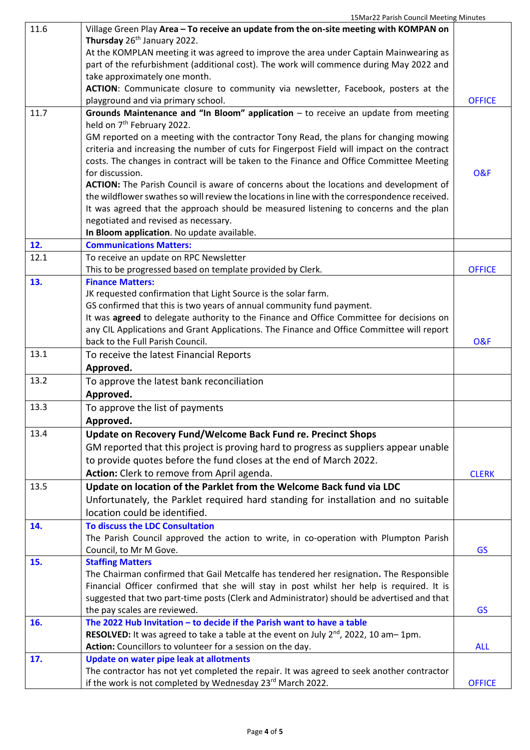| | | |
|---|---|---|
| 11.6 | Village Green Play **Area – To receive an update from the on-site meeting with KOMPAN on Thursday** 26th January 2022.<br>At the KOMPLAN meeting it was agreed to improve the area under Captain Mainwearing as part of the refurbishment (additional cost). The work will commence during May 2022 and take approximately one month.<br>**ACTION**: Communicate closure to community via newsletter, Facebook, posters at the playground and via primary school. | OFFICE |
| 11.7 | **Grounds Maintenance and "In Bloom" application** – to receive an update from meeting held on 7th February 2022.<br>GM reported on a meeting with the contractor Tony Read, the plans for changing mowing criteria and increasing the number of cuts for Fingerpost Field will impact on the contract costs. The changes in contract will be taken to the Finance and Office Committee Meeting for discussion.<br>**ACTION:** The Parish Council is aware of concerns about the locations and development of the wildflower swathes so will review the locations in line with the correspondence received. It was agreed that the approach should be measured listening to concerns and the plan negotiated and revised as necessary.<br>**In Bloom application**. No update available. | O&F |
| **12.** | **Communications Matters:** | |
| 12.1 | To receive an update on RPC Newsletter<br>This to be progressed based on template provided by Clerk. | OFFICE |
| **13.** | **Finance Matters:**<br>JK requested confirmation that Light Source is the solar farm.<br>GS confirmed that this is two years of annual community fund payment.<br>It was **agreed** to delegate authority to the Finance and Office Committee for decisions on any CIL Applications and Grant Applications. The Finance and Office Committee will report back to the Full Parish Council. | O&F |
| 13.1 | To receive the latest Financial Reports<br>**Approved.** | |
| 13.2 | To approve the latest bank reconciliation<br>**Approved.** | |
| 13.3 | To approve the list of payments<br>**Approved.** | |
| 13.4 | **Update on Recovery Fund/Welcome Back Fund re. Precinct Shops**<br>GM reported that this project is proving hard to progress as suppliers appear unable to provide quotes before the fund closes at the end of March 2022.<br>**Action:** Clerk to remove from April agenda. | CLERK |
| 13.5 | **Update on location of the Parklet from the Welcome Back fund via LDC**<br>Unfortunately, the Parklet required hard standing for installation and no suitable location could be identified. | |
| **14.** | **To discuss the LDC Consultation**<br>The Parish Council approved the action to write, in co-operation with Plumpton Parish Council, to Mr M Gove. | GS |
| **15.** | **Staffing Matters**<br>The Chairman confirmed that Gail Metcalfe has tendered her resignation**.** The Responsible Financial Officer confirmed that she will stay in post whilst her help is required. It is suggested that two part-time posts (Clerk and Administrator) should be advertised and that the pay scales are reviewed. | GS |
| **16.** | **The 2022 Hub Invitation – to decide if the Parish want to have a table**<br>**RESOLVED:** It was agreed to take a table at the event on July 2nd, 2022, 10 am– 1pm.<br>**Action:** Councillors to volunteer for a session on the day. | ALL |
| **17.** | **Update on water pipe leak at allotments**<br>The contractor has not yet completed the repair. It was agreed to seek another contractor if the work is not completed by Wednesday 23rd March 2022. | OFFICE |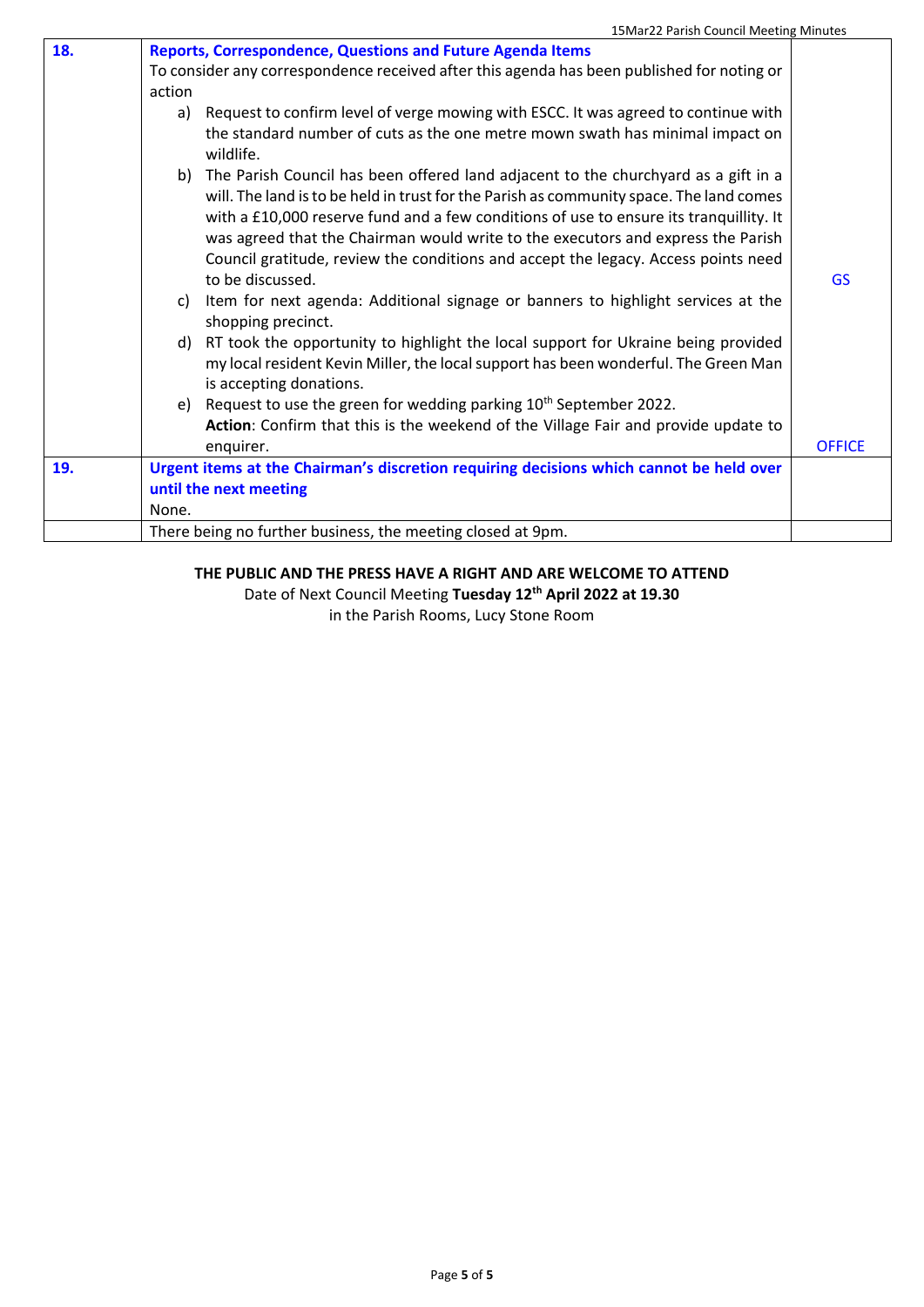| | | |
|---|---|---|
| **18.** | **Reports, Correspondence, Questions and Future Agenda Items**<br>To consider any correspondence received after this agenda has been published for noting or action<br>a) Request to confirm level of verge mowing with ESCC. It was agreed to continue with the standard number of cuts as the one metre mown swath has minimal impact on wildlife.<br>b) The Parish Council has been offered land adjacent to the churchyard as a gift in a will. The land is to be held in trust for the Parish as community space. The land comes with a £10,000 reserve fund and a few conditions of use to ensure its tranquillity. It was agreed that the Chairman would write to the executors and express the Parish Council gratitude, review the conditions and accept the legacy. Access points need to be discussed.<br>c) Item for next agenda: Additional signage or banners to highlight services at the shopping precinct.<br>d) RT took the opportunity to highlight the local support for Ukraine being provided my local resident Kevin Miller, the local support has been wonderful. The Green Man is accepting donations.<br>e) Request to use the green for wedding parking 10th September 2022.<br>**Action**: Confirm that this is the weekend of the Village Fair and provide update to enquirer. | GS<br><br>OFFICE |
| **19.** | **Urgent items at the Chairman's discretion requiring decisions which cannot be held over until the next meeting**<br>None. | |
| | There being no further business, the meeting closed at 9pm. | |

**THE PUBLIC AND THE PRESS HAVE A RIGHT AND ARE WELCOME TO ATTEND**

Date of Next Council Meeting **Tuesday 12th April 2022 at 19.30**

in the Parish Rooms, Lucy Stone Room